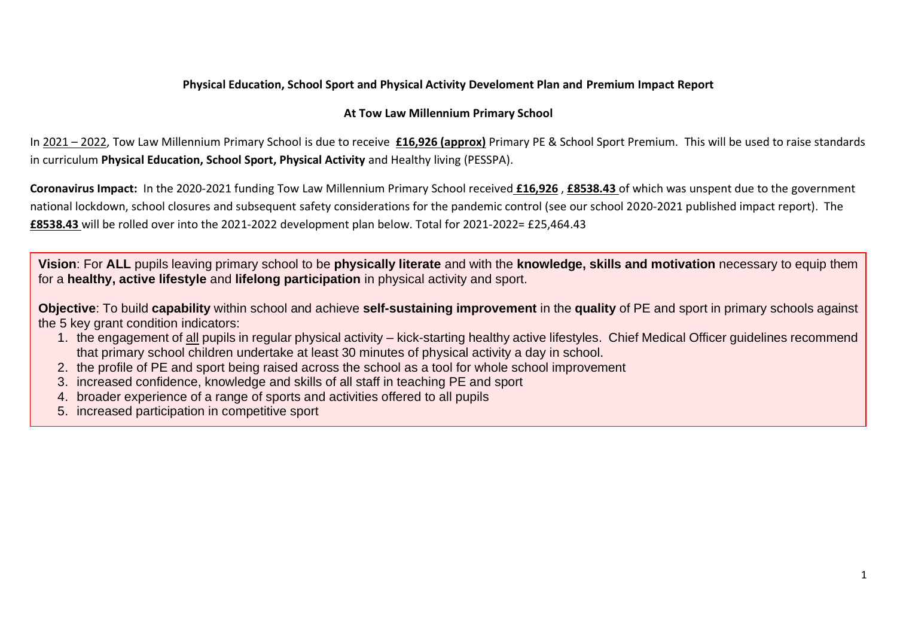**Physical Education, School Sport and Physical Activity Develoment Plan and Premium Impact Report**

**At Tow Law Millennium Primary School**

In 2021 – 2022, Tow Law Millennium Primary School is due to receive **£16,926 (approx)** Primary PE & School Sport Premium. This will be used to raise standards in curriculum **Physical Education, School Sport, Physical Activity** and Healthy living (PESSPA).

**Coronavirus Impact:** In the 2020-2021 funding Tow Law Millennium Primary School received **£16,926** , **£8538.43** of which was unspent due to the government national lockdown, school closures and subsequent safety considerations for the pandemic control (see our school 2020-2021 published impact report). The **£8538.43** will be rolled over into the 2021-2022 development plan below. Total for 2021-2022= £25,464.43

**Vision**: For **ALL** pupils leaving primary school to be **physically literate** and with the **knowledge, skills and motivation** necessary to equip them for a **healthy, active lifestyle** and **lifelong participation** in physical activity and sport.

**Objective**: To build **capability** within school and achieve **self-sustaining improvement** in the **quality** of PE and sport in primary schools against the 5 key grant condition indicators:

1. the engagement of all pupils in regular physical activity – kick-starting healthy active lifestyles. Chief Medical Officer guidelines recommend that primary school children undertake at least 30 minutes of physical activity a day in school.
2. the profile of PE and sport being raised across the school as a tool for whole school improvement
3. increased confidence, knowledge and skills of all staff in teaching PE and sport
4. broader experience of a range of sports and activities offered to all pupils
5. increased participation in competitive sport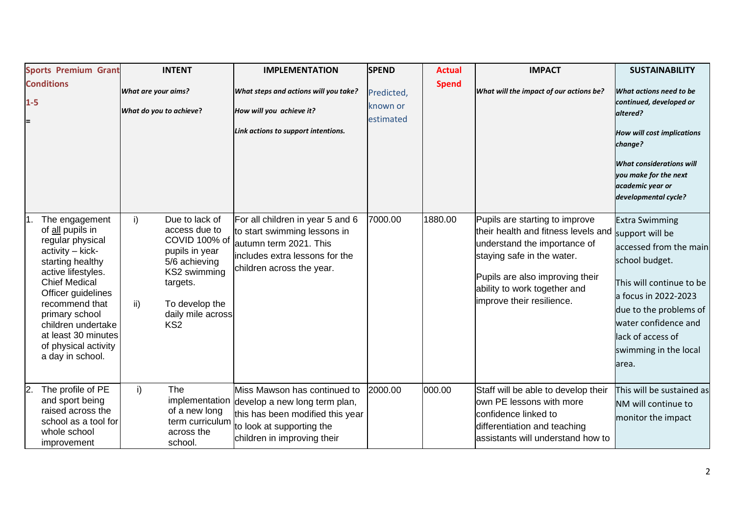| Sports Premium Grant Conditions 1-5 = | INTENT *What are your aims? What do you to achieve?* | IMPLEMENTATION *What steps and actions will you take? How will you achieve it? Link actions to support intentions.* | SPEND Predicted, known or estimated | Actual Spend | IMPACT *What will the impact of our actions be?* | SUSTAINABILITY *What actions need to be continued, developed or altered? How will cost implications change? What considerations will you make for the next academic year or developmental cycle?* |
|---|---|---|---|---|---|---|
| 1. The engagement of all pupils in regular physical activity – kick-starting healthy active lifestyles. Chief Medical Officer guidelines recommend that primary school children undertake at least 30 minutes of physical activity a day in school. | i) Due to lack of access due to COVID 100% of pupils in year 5/6 achieving KS2 swimming targets.<br>ii) To develop the daily mile across KS2 | For all children in year 5 and 6 to start swimming lessons in autumn term 2021. This includes extra lessons for the children across the year. | 7000.00 | 1880.00 | Pupils are starting to improve their health and fitness levels and understand the importance of staying safe in the water.<br>Pupils are also improving their ability to work together and improve their resilience. | Extra Swimming support will be accessed from the main school budget.<br>This will continue to be a focus in 2022-2023 due to the problems of water confidence and lack of access of swimming in the local area. |
| 2. The profile of PE and sport being raised across the school as a tool for whole school improvement | i) The implementation of a new long term curriculum across the school. | Miss Mawson has continued to develop a new long term plan, this has been modified this year to look at supporting the children in improving their | 2000.00 | 000.00 | Staff will be able to develop their own PE lessons with more confidence linked to differentiation and teaching assistants will understand how to | This will be sustained as NM will continue to monitor the impact |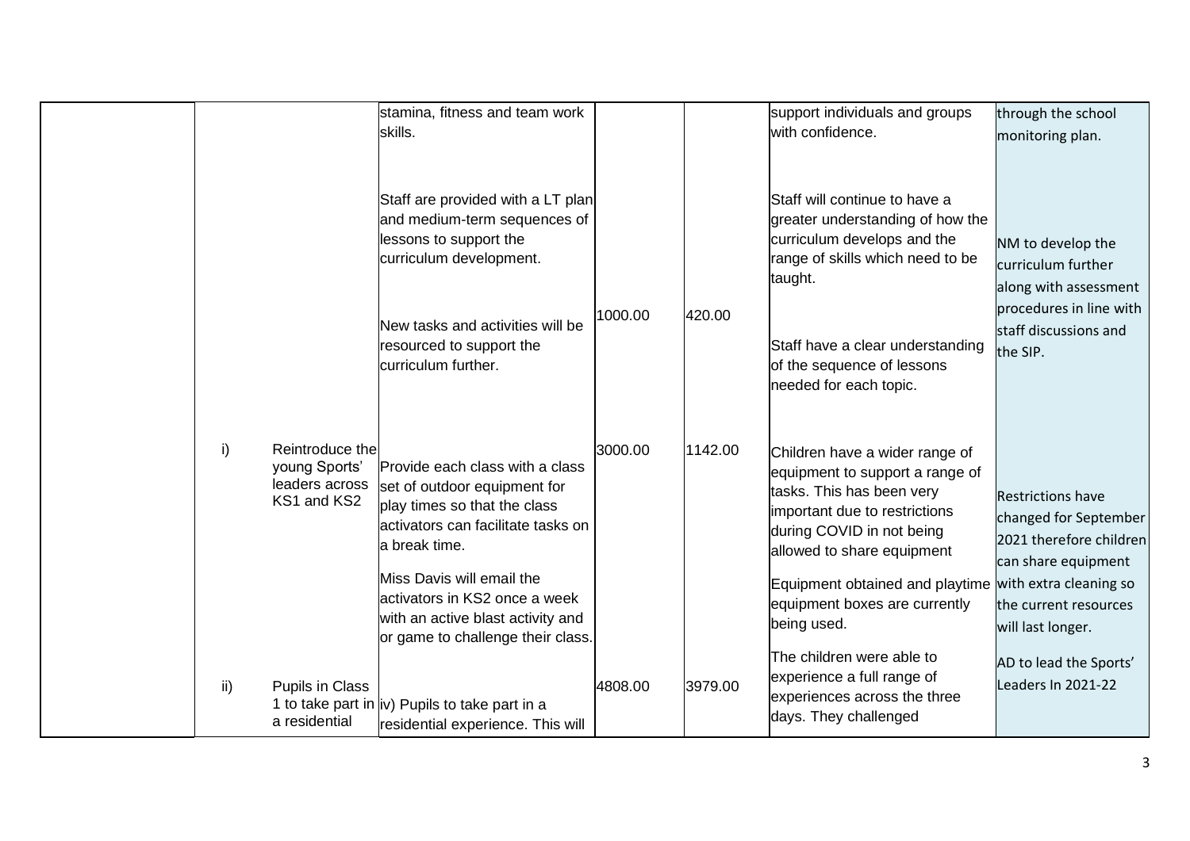| | | | | | | | |
|---|---|---|---|---|---|---|---|
| | | | stamina, fitness and team work skills.<br><br>Staff are provided with a LT plan and medium-term sequences of lessons to support the curriculum development.<br><br>New tasks and activities will be resourced to support the curriculum further. | 1000.00 | 420.00 | support individuals and groups with confidence.<br><br>Staff will continue to have a greater understanding of how the curriculum develops and the range of skills which need to be taught.<br><br>Staff have a clear understanding of the sequence of lessons needed for each topic. | through the school monitoring plan.<br><br>NM to develop the curriculum further along with assessment procedures in line with staff discussions and the SIP. |
| | i) | Reintroduce the young Sports' leaders across KS1 and KS2 | Provide each class with a class set of outdoor equipment for play times so that the class activators can facilitate tasks on a break time.<br><br>Miss Davis will email the activators in KS2 once a week with an active blast activity and or game to challenge their class. | 3000.00 | 1142.00 | Children have a wider range of equipment to support a range of tasks. This has been very important due to restrictions during COVID in not being allowed to share equipment<br><br>Equipment obtained and playtime equipment boxes are currently being used. | Restrictions have changed for September 2021 therefore children can share equipment with extra cleaning so the current resources will last longer.<br><br>AD to lead the Sports' Leaders In 2021-22 |
| | ii) | Pupils in Class 1 to take part in a residential | iv) Pupils to take part in a residential experience. This will | 4808.00 | 3979.00 | The children were able to experience a full range of experiences across the three days. They challenged | |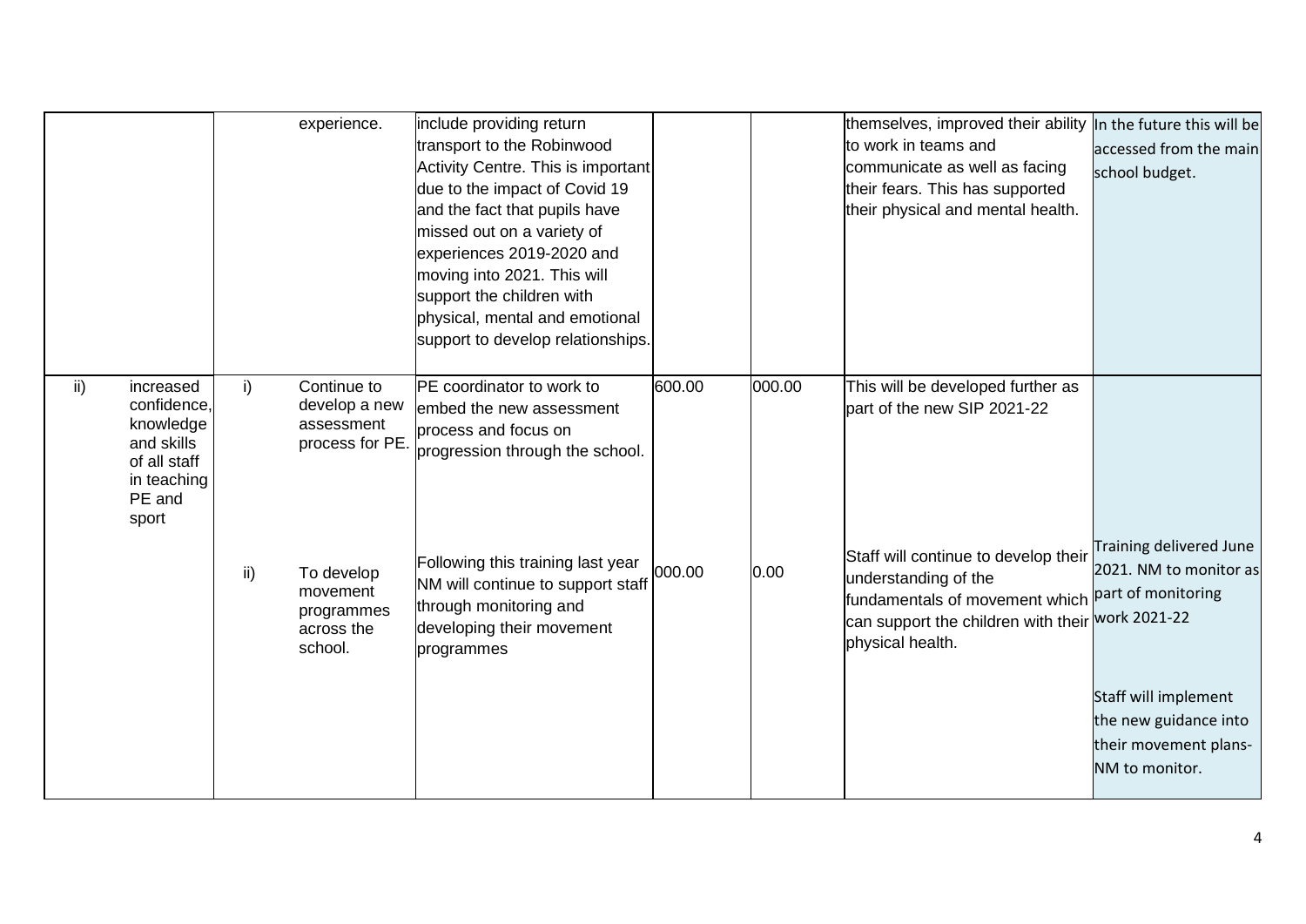| | | | | | | | | |
|---|---|---|---|---|---|---|---|---|
| | | | experience. | include providing return transport to the Robinwood Activity Centre. This is important due to the impact of Covid 19 and the fact that pupils have missed out on a variety of experiences 2019-2020 and moving into 2021. This will support the children with physical, mental and emotional support to develop relationships. | | | themselves, improved their ability to work in teams and communicate as well as facing their fears. This has supported their physical and mental health. | In the future this will be accessed from the main school budget. |
| ii) | increased confidence, knowledge and skills of all staff in teaching PE and sport | i) | Continue to develop a new assessment process for PE. | PE coordinator to work to embed the new assessment process and focus on progression through the school. | 600.00 | 000.00 | This will be developed further as part of the new SIP 2021-22 | |
| | | ii) | To develop movement programmes across the school. | Following this training last year NM will continue to support staff through monitoring and developing their movement programmes | 000.00 | 0.00 | Staff will continue to develop their understanding of the fundamentals of movement which can support the children with their physical health. | Training delivered June 2021. NM to monitor as part of monitoring work 2021-22<br><br>Staff will implement the new guidance into their movement plans- NM to monitor. |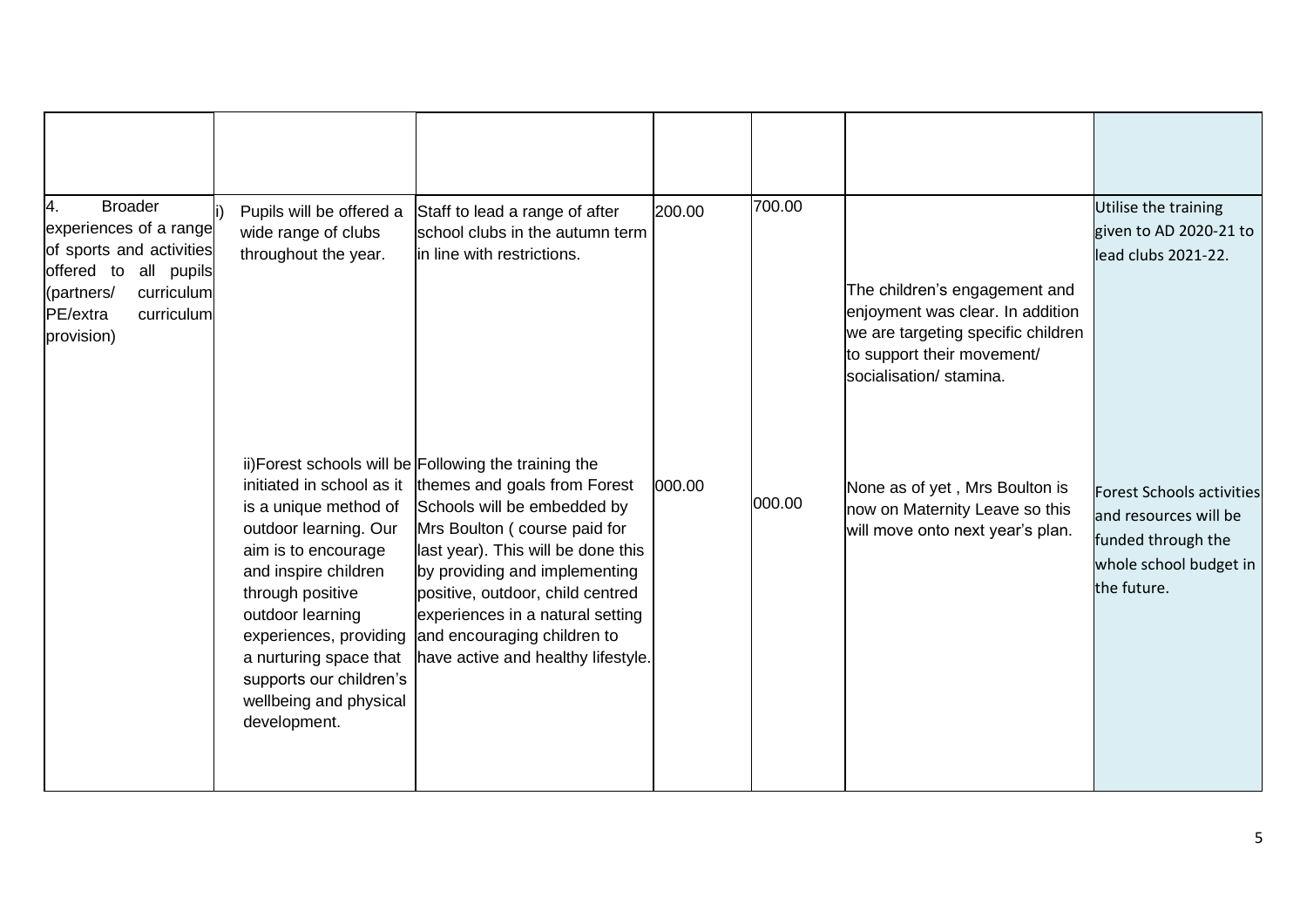| | | | | | | |
|---|---|---|---|---|---|---|
| | | | | | | |
| 4. Broader experiences of a range of sports and activities offered to all pupils (partners/ curriculum PE/extra curriculum provision) | i) Pupils will be offered a wide range of clubs throughout the year. | Staff to lead a range of after school clubs in the autumn term in line with restrictions. | 200.00 | 700.00 | The children's engagement and enjoyment was clear. In addition we are targeting specific children to support their movement/ socialisation/ stamina. | Utilise the training given to AD 2020-21 to lead clubs 2021-22. |
| | ii)Forest schools will be initiated in school as it is a unique method of outdoor learning. Our aim is to encourage and inspire children through positive outdoor learning experiences, providing a nurturing space that supports our children's wellbeing and physical development. | Following the training the themes and goals from Forest Schools will be embedded by Mrs Boulton ( course paid for last year). This will be done this by providing and implementing positive, outdoor, child centred experiences in a natural setting and encouraging children to have active and healthy lifestyle. | 000.00 | 000.00 | None as of yet , Mrs Boulton is now on Maternity Leave so this will move onto next year's plan. | Forest Schools activities and resources will be funded through the whole school budget in the future. |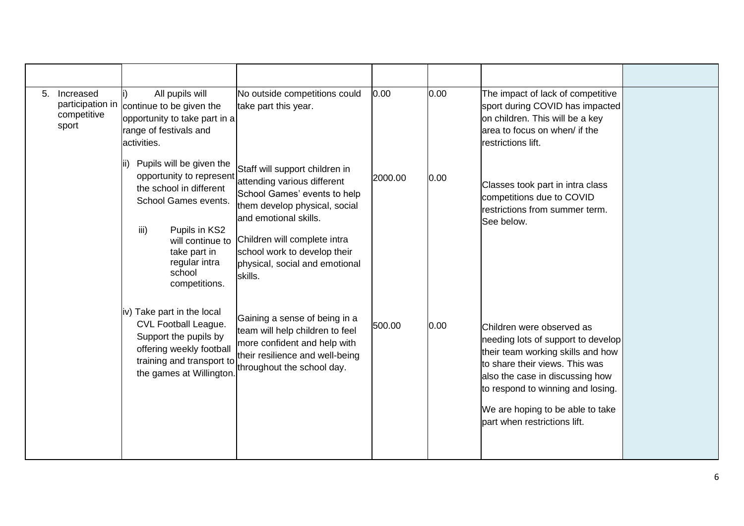| | | | | | | |
|---|---|---|---|---|---|---|
| 5. Increased participation in competitive sport | i) All pupils will continue to be given the opportunity to take part in a range of festivals and activities. | No outside competitions could take part this year. | 0.00 | 0.00 | The impact of lack of competitive sport during COVID has impacted on children. This will be a key area to focus on when/ if the restrictions lift. | |
| | ii) Pupils will be given the opportunity to represent the school in different School Games events. | Staff will support children in attending various different School Games' events to help them develop physical, social and emotional skills. | 2000.00 | 0.00 | Classes took part in intra class competitions due to COVID restrictions from summer term. See below. | |
| | iii) Pupils in KS2 will continue to take part in regular intra school competitions. | Children will complete intra school work to develop their physical, social and emotional skills. | | | | |
| | iv) Take part in the local CVL Football League. Support the pupils by offering weekly football training and transport to the games at Willington. | Gaining a sense of being in a team will help children to feel more confident and help with their resilience and well-being throughout the school day. | 500.00 | 0.00 | Children were observed as needing lots of support to develop their team working skills and how to share their views. This was also the case in discussing how to respond to winning and losing.<br><br>We are hoping to be able to take part when restrictions lift. | |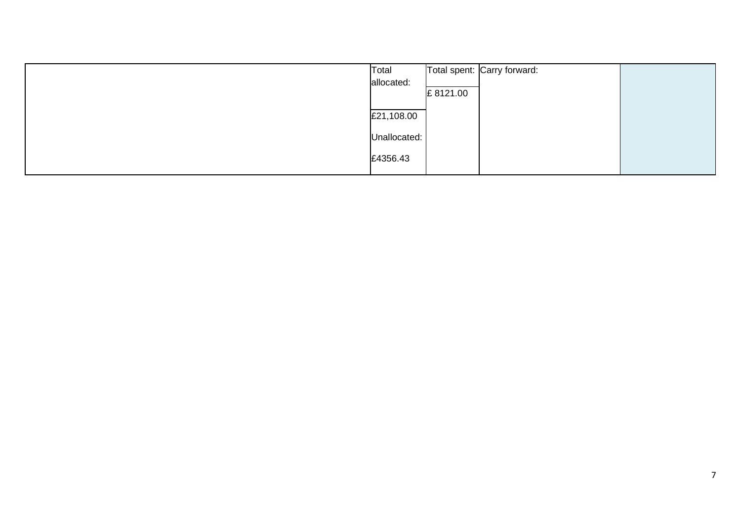| | | | | |
|---|---|---|---|---|
| | Total allocated:<br>£21,108.00<br>Unallocated:<br>£4356.43 | Total spent:<br>£ 8121.00 | Carry forward: | |